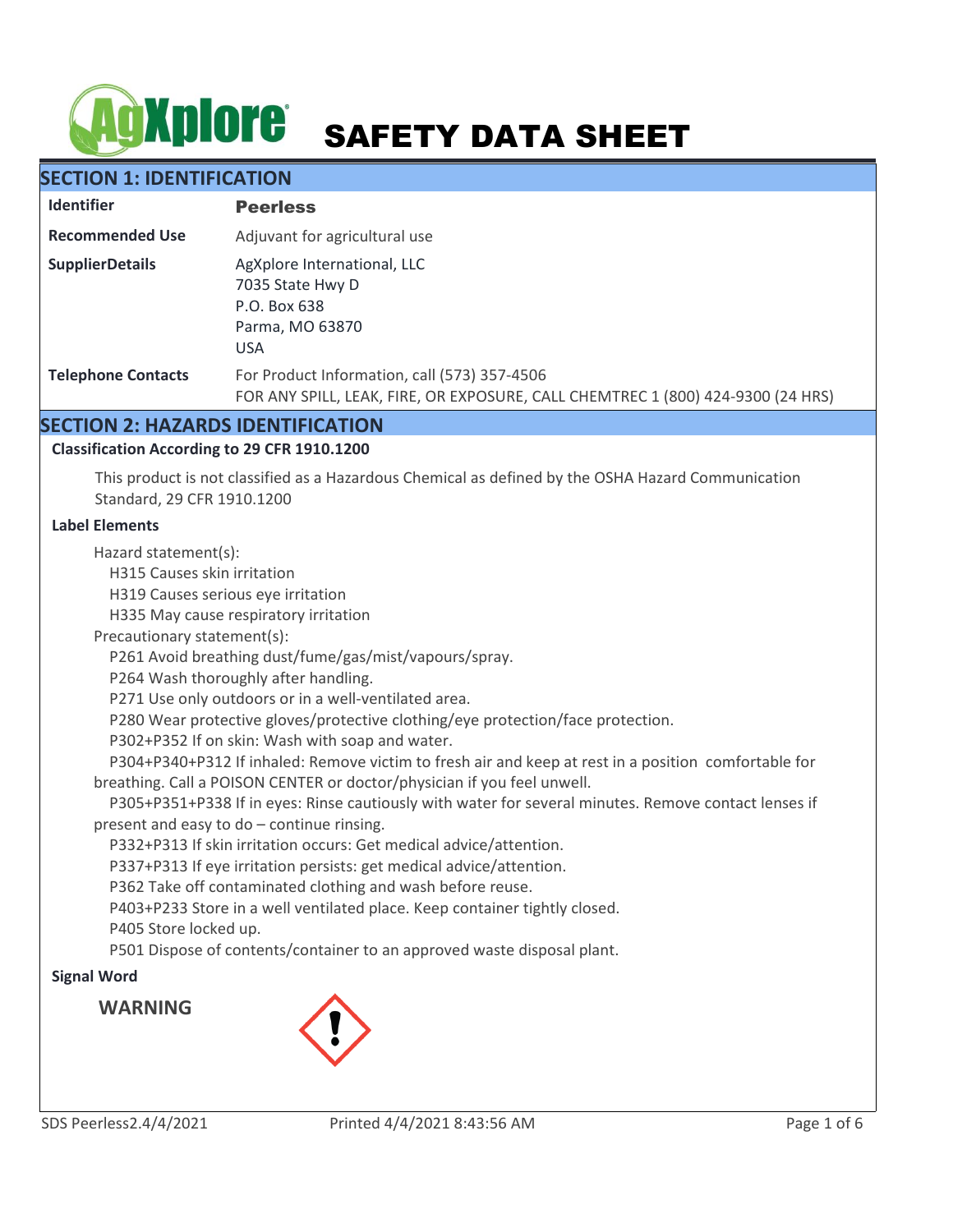# AgXplore SAFETY DATA SHEET

## SECTION 1: IDENTIFICATION

| | |
|---|---|
| **Identifier** | **Peerless** |
| **Recommended Use** | Adjuvant for agricultural use |
| **SupplierDetails** | AgXplore International, LLC<br>7035 State Hwy D<br>P.O. Box 638<br>Parma, MO 63870<br>USA |
| **Telephone Contacts** | For Product Information, call (573) 357-4506<br>FOR ANY SPILL, LEAK, FIRE, OR EXPOSURE, CALL CHEMTREC 1 (800) 424-9300 (24 HRS) |

## SECTION 2: HAZARDS IDENTIFICATION

**Classification According to 29 CFR 1910.1200**

This product is not classified as a Hazardous Chemical as defined by the OSHA Hazard Communication Standard, 29 CFR 1910.1200

**Label Elements**

Hazard statement(s):

- H315 Causes skin irritation
- H319 Causes serious eye irritation
- H335 May cause respiratory irritation

Precautionary statement(s):

- P261 Avoid breathing dust/fume/gas/mist/vapours/spray.
- P264 Wash thoroughly after handling.
- P271 Use only outdoors or in a well-ventilated area.
- P280 Wear protective gloves/protective clothing/eye protection/face protection.
- P302+P352 If on skin: Wash with soap and water.
- P304+P340+P312 If inhaled: Remove victim to fresh air and keep at rest in a position comfortable for breathing. Call a POISON CENTER or doctor/physician if you feel unwell.
- P305+P351+P338 If in eyes: Rinse cautiously with water for several minutes. Remove contact lenses if present and easy to do – continue rinsing.
- P332+P313 If skin irritation occurs: Get medical advice/attention.
- P337+P313 If eye irritation persists: get medical advice/attention.
- P362 Take off contaminated clothing and wash before reuse.
- P403+P233 Store in a well ventilated place. Keep container tightly closed.
- P405 Store locked up.
- P501 Dispose of contents/container to an approved waste disposal plant.

**Signal Word**

**WARNING**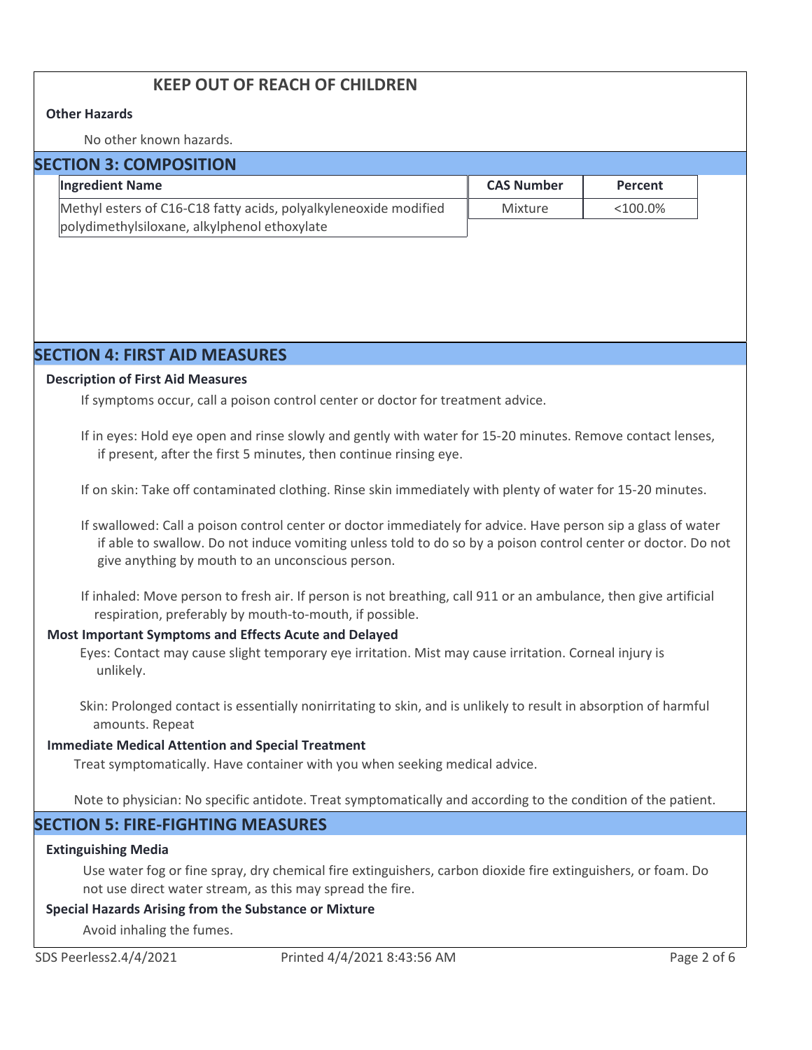**KEEP OUT OF REACH OF CHILDREN**

**Other Hazards**

No other known hazards.

## SECTION 3: COMPOSITION

| Ingredient Name | CAS Number | Percent |
|---|---|---|
| Methyl esters of C16-C18 fatty acids, polyalkyleneoxide modified polydimethylsiloxane, alkylphenol ethoxylate | Mixture | <100.0% |

## SECTION 4: FIRST AID MEASURES

**Description of First Aid Measures**

If symptoms occur, call a poison control center or doctor for treatment advice.

If in eyes: Hold eye open and rinse slowly and gently with water for 15-20 minutes. Remove contact lenses, if present, after the first 5 minutes, then continue rinsing eye.

If on skin: Take off contaminated clothing. Rinse skin immediately with plenty of water for 15-20 minutes.

If swallowed: Call a poison control center or doctor immediately for advice. Have person sip a glass of water if able to swallow. Do not induce vomiting unless told to do so by a poison control center or doctor. Do not give anything by mouth to an unconscious person.

If inhaled: Move person to fresh air. If person is not breathing, call 911 or an ambulance, then give artificial respiration, preferably by mouth-to-mouth, if possible.

**Most Important Symptoms and Effects Acute and Delayed**

Eyes: Contact may cause slight temporary eye irritation. Mist may cause irritation. Corneal injury is unlikely.

Skin: Prolonged contact is essentially nonirritating to skin, and is unlikely to result in absorption of harmful amounts. Repeat

**Immediate Medical Attention and Special Treatment**

Treat symptomatically. Have container with you when seeking medical advice.

Note to physician: No specific antidote. Treat symptomatically and according to the condition of the patient.

## SECTION 5: FIRE-FIGHTING MEASURES

**Extinguishing Media**

Use water fog or fine spray, dry chemical fire extinguishers, carbon dioxide fire extinguishers, or foam. Do not use direct water stream, as this may spread the fire.

**Special Hazards Arising from the Substance or Mixture**

Avoid inhaling the fumes.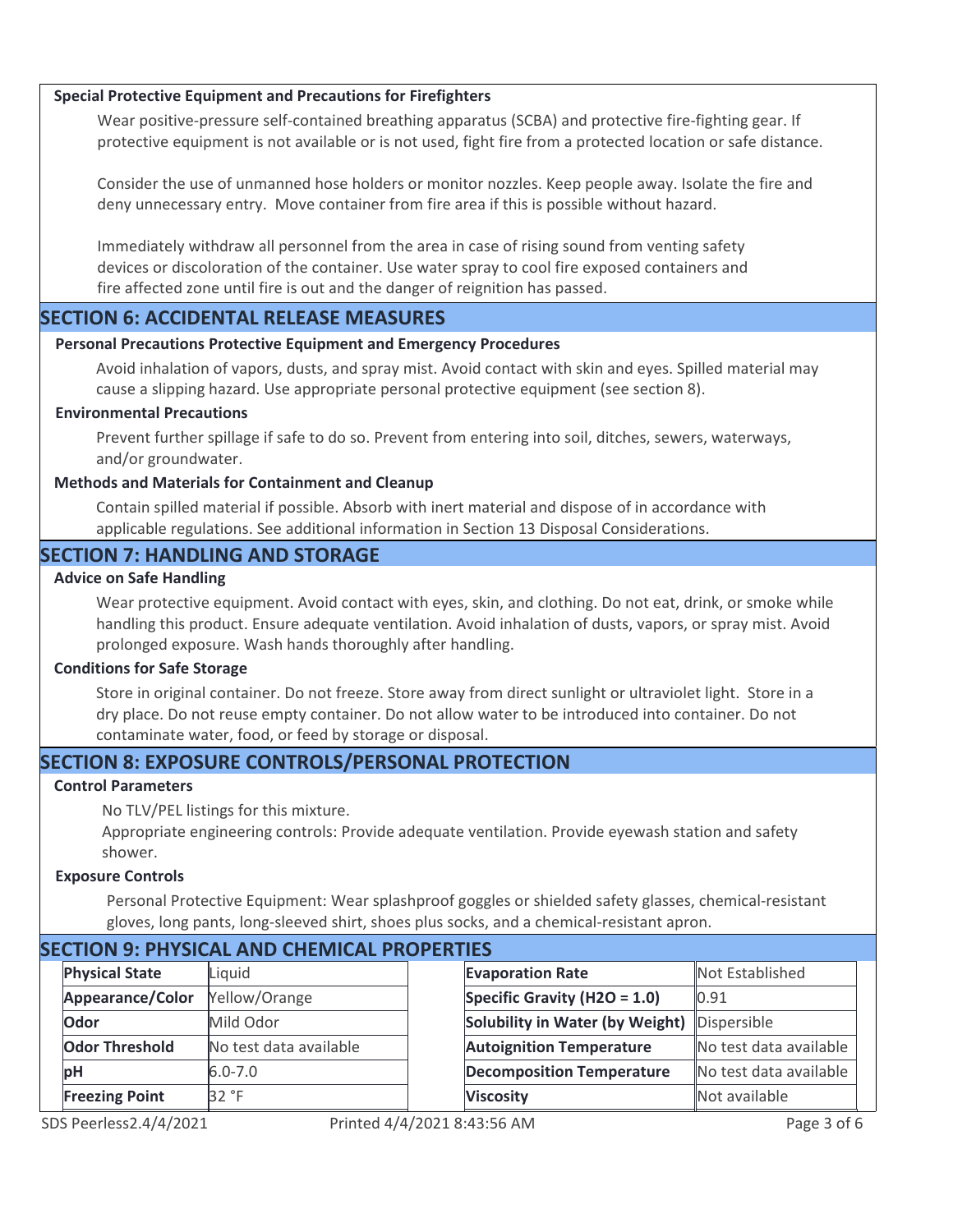### Special Protective Equipment and Precautions for Firefighters

Wear positive-pressure self-contained breathing apparatus (SCBA) and protective fire-fighting gear. If protective equipment is not available or is not used, fight fire from a protected location or safe distance.

Consider the use of unmanned hose holders or monitor nozzles. Keep people away. Isolate the fire and deny unnecessary entry. Move container from fire area if this is possible without hazard.

Immediately withdraw all personnel from the area in case of rising sound from venting safety devices or discoloration of the container. Use water spray to cool fire exposed containers and fire affected zone until fire is out and the danger of reignition has passed.

## SECTION 6: ACCIDENTAL RELEASE MEASURES

### Personal Precautions Protective Equipment and Emergency Procedures

Avoid inhalation of vapors, dusts, and spray mist. Avoid contact with skin and eyes. Spilled material may cause a slipping hazard. Use appropriate personal protective equipment (see section 8).

### Environmental Precautions

Prevent further spillage if safe to do so. Prevent from entering into soil, ditches, sewers, waterways, and/or groundwater.

### Methods and Materials for Containment and Cleanup

Contain spilled material if possible. Absorb with inert material and dispose of in accordance with applicable regulations. See additional information in Section 13 Disposal Considerations.

## SECTION 7: HANDLING AND STORAGE

### Advice on Safe Handling

Wear protective equipment. Avoid contact with eyes, skin, and clothing. Do not eat, drink, or smoke while handling this product. Ensure adequate ventilation. Avoid inhalation of dusts, vapors, or spray mist. Avoid prolonged exposure. Wash hands thoroughly after handling.

### Conditions for Safe Storage

Store in original container. Do not freeze. Store away from direct sunlight or ultraviolet light. Store in a dry place. Do not reuse empty container. Do not allow water to be introduced into container. Do not contaminate water, food, or feed by storage or disposal.

## SECTION 8: EXPOSURE CONTROLS/PERSONAL PROTECTION

### Control Parameters

No TLV/PEL listings for this mixture.
Appropriate engineering controls: Provide adequate ventilation. Provide eyewash station and safety shower.

### Exposure Controls

Personal Protective Equipment: Wear splashproof goggles or shielded safety glasses, chemical-resistant gloves, long pants, long-sleeved shirt, shoes plus socks, and a chemical-resistant apron.

## SECTION 9: PHYSICAL AND CHEMICAL PROPERTIES

| | | | |
|---|---|---|---|
| **Physical State** | Liquid | **Evaporation Rate** | Not Established |
| **Appearance/Color** | Yellow/Orange | **Specific Gravity ($H_2O$ = 1.0)** | 0.91 |
| **Odor** | Mild Odor | **Solubility in Water (by Weight)** | Dispersible |
| **Odor Threshold** | No test data available | **Autoignition Temperature** | No test data available |
| **pH** | 6.0-7.0 | **Decomposition Temperature** | No test data available |
| **Freezing Point** | 32 °F | **Viscosity** | Not available |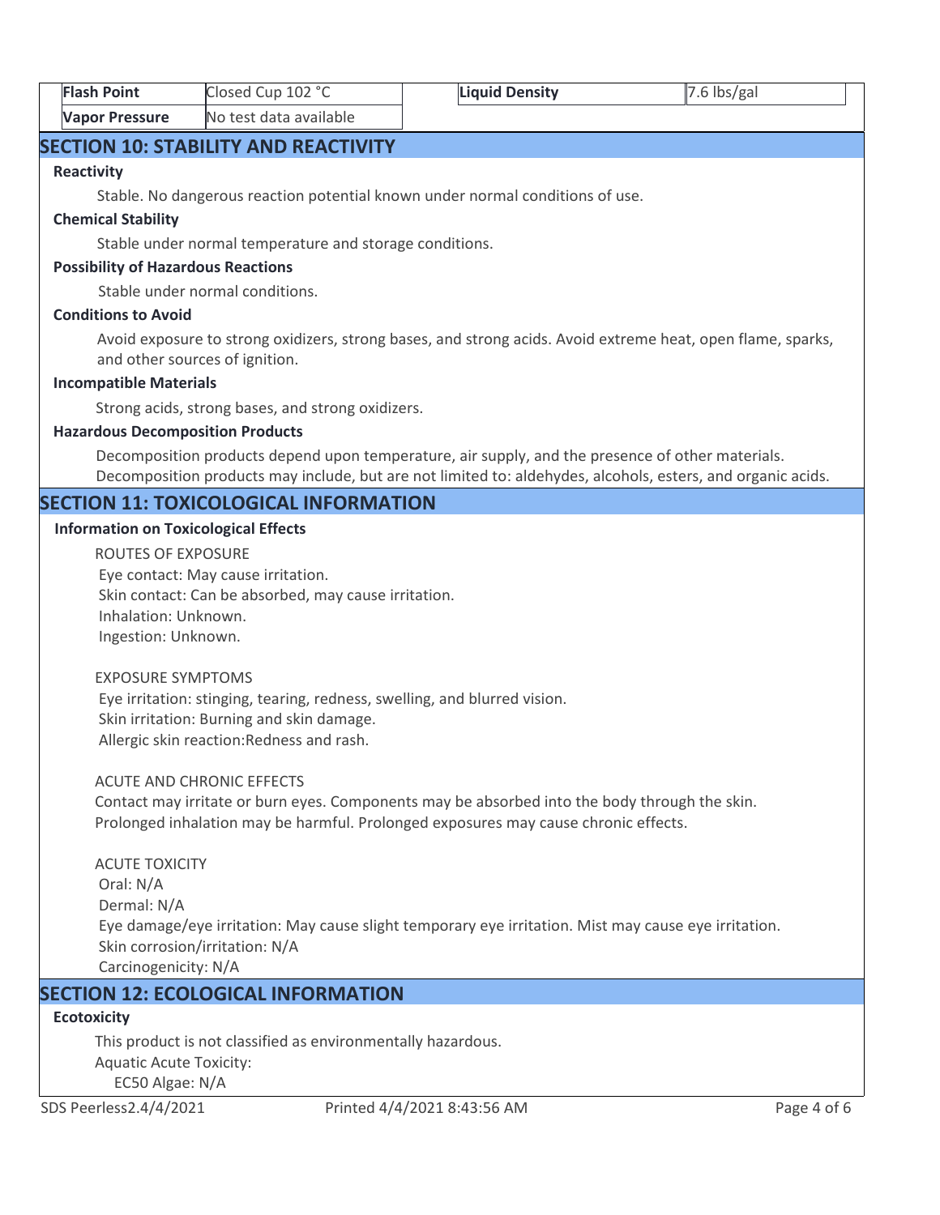| Flash Point | Closed Cup 102 °C | Liquid Density | 7.6 lbs/gal |
| --- | --- | --- | --- |
| Vapor Pressure | No test data available | | |

## SECTION 10: STABILITY AND REACTIVITY

**Reactivity**

Stable. No dangerous reaction potential known under normal conditions of use.

**Chemical Stability**

Stable under normal temperature and storage conditions.

**Possibility of Hazardous Reactions**

Stable under normal conditions.

**Conditions to Avoid**

Avoid exposure to strong oxidizers, strong bases, and strong acids. Avoid extreme heat, open flame, sparks, and other sources of ignition.

**Incompatible Materials**

Strong acids, strong bases, and strong oxidizers.

**Hazardous Decomposition Products**

Decomposition products depend upon temperature, air supply, and the presence of other materials. Decomposition products may include, but are not limited to: aldehydes, alcohols, esters, and organic acids.

## SECTION 11: TOXICOLOGICAL INFORMATION

**Information on Toxicological Effects**

ROUTES OF EXPOSURE
Eye contact: May cause irritation.
Skin contact: Can be absorbed, may cause irritation.
Inhalation: Unknown.
Ingestion: Unknown.

EXPOSURE SYMPTOMS
Eye irritation: stinging, tearing, redness, swelling, and blurred vision.
Skin irritation: Burning and skin damage.
Allergic skin reaction:Redness and rash.

ACUTE AND CHRONIC EFFECTS
Contact may irritate or burn eyes. Components may be absorbed into the body through the skin.
Prolonged inhalation may be harmful. Prolonged exposures may cause chronic effects.

ACUTE TOXICITY
Oral: N/A
Dermal: N/A
Eye damage/eye irritation: May cause slight temporary eye irritation. Mist may cause eye irritation.
Skin corrosion/irritation: N/A
Carcinogenicity: N/A

## SECTION 12: ECOLOGICAL INFORMATION

**Ecotoxicity**

This product is not classified as environmentally hazardous.
Aquatic Acute Toxicity:
EC50 Algae: N/A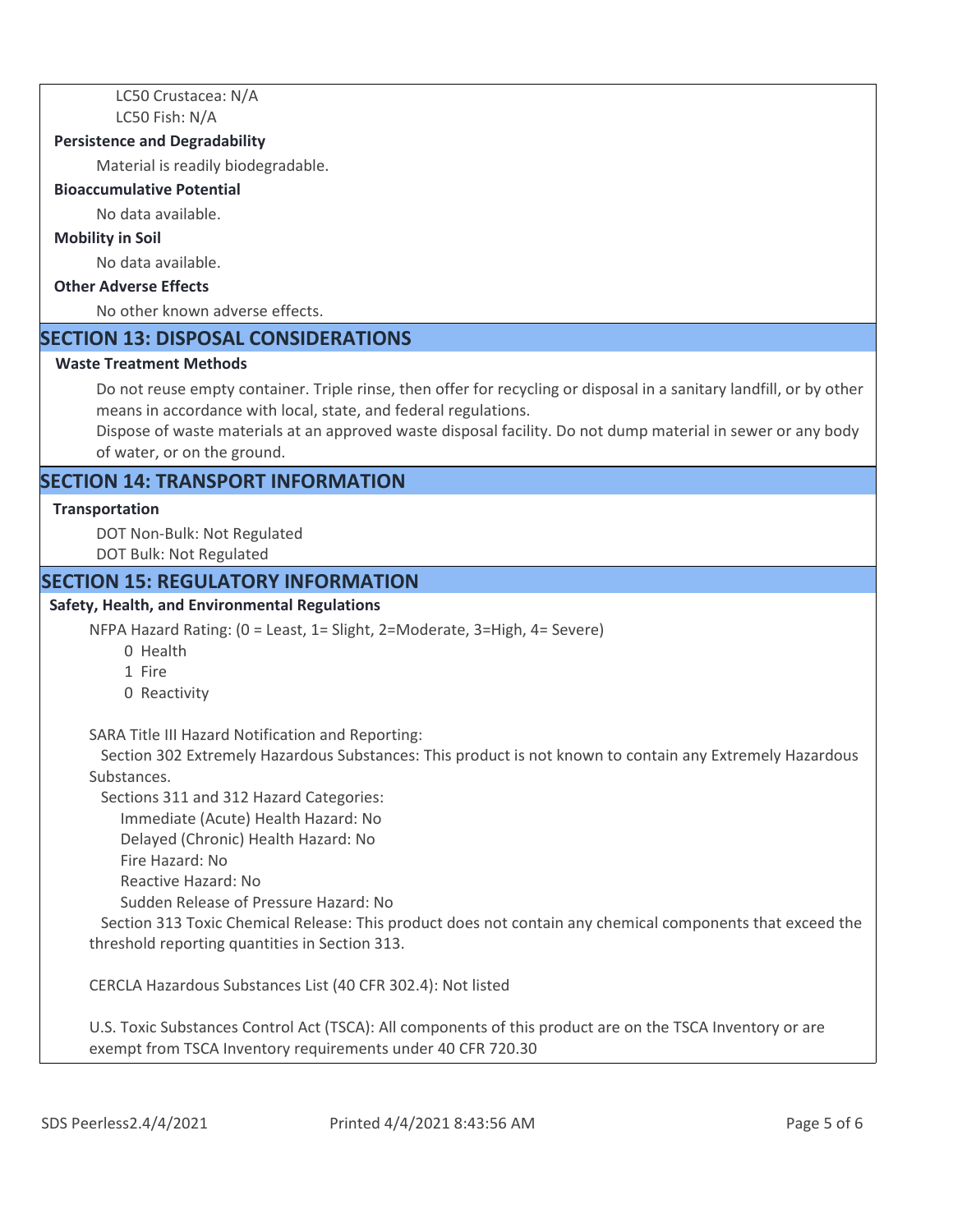LC50 Crustacea: N/A
LC50 Fish: N/A

**Persistence and Degradability**

Material is readily biodegradable.

**Bioaccumulative Potential**

No data available.

**Mobility in Soil**

No data available.

**Other Adverse Effects**

No other known adverse effects.

## SECTION 13: DISPOSAL CONSIDERATIONS

**Waste Treatment Methods**

Do not reuse empty container. Triple rinse, then offer for recycling or disposal in a sanitary landfill, or by other means in accordance with local, state, and federal regulations.
Dispose of waste materials at an approved waste disposal facility. Do not dump material in sewer or any body of water, or on the ground.

## SECTION 14: TRANSPORT INFORMATION

**Transportation**

DOT Non-Bulk: Not Regulated
DOT Bulk: Not Regulated

## SECTION 15: REGULATORY INFORMATION

**Safety, Health, and Environmental Regulations**

NFPA Hazard Rating: (0 = Least, 1= Slight, 2=Moderate, 3=High, 4= Severe)

0 Health
1 Fire
0 Reactivity

SARA Title III Hazard Notification and Reporting:

Section 302 Extremely Hazardous Substances: This product is not known to contain any Extremely Hazardous Substances.

Sections 311 and 312 Hazard Categories:

Immediate (Acute) Health Hazard: No
Delayed (Chronic) Health Hazard: No
Fire Hazard: No
Reactive Hazard: No
Sudden Release of Pressure Hazard: No

Section 313 Toxic Chemical Release: This product does not contain any chemical components that exceed the threshold reporting quantities in Section 313.

CERCLA Hazardous Substances List (40 CFR 302.4): Not listed

U.S. Toxic Substances Control Act (TSCA): All components of this product are on the TSCA Inventory or are exempt from TSCA Inventory requirements under 40 CFR 720.30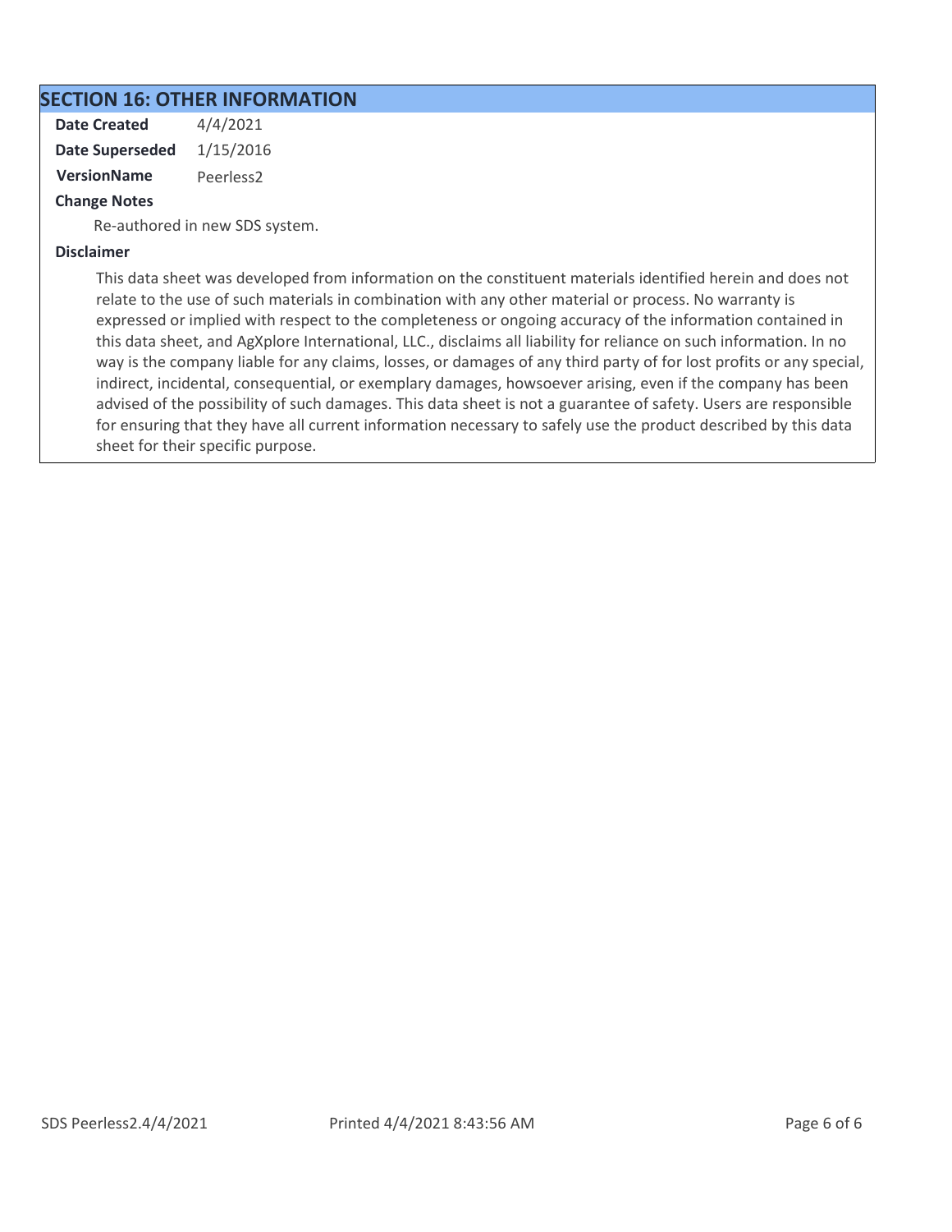## SECTION 16: OTHER INFORMATION

**Date Created** 4/4/2021

**Date Superseded** 1/15/2016

**VersionName** Peerless2

**Change Notes**

Re-authored in new SDS system.

**Disclaimer**

This data sheet was developed from information on the constituent materials identified herein and does not relate to the use of such materials in combination with any other material or process. No warranty is expressed or implied with respect to the completeness or ongoing accuracy of the information contained in this data sheet, and AgXplore International, LLC., disclaims all liability for reliance on such information. In no way is the company liable for any claims, losses, or damages of any third party of for lost profits or any special, indirect, incidental, consequential, or exemplary damages, howsoever arising, even if the company has been advised of the possibility of such damages. This data sheet is not a guarantee of safety. Users are responsible for ensuring that they have all current information necessary to safely use the product described by this data sheet for their specific purpose.